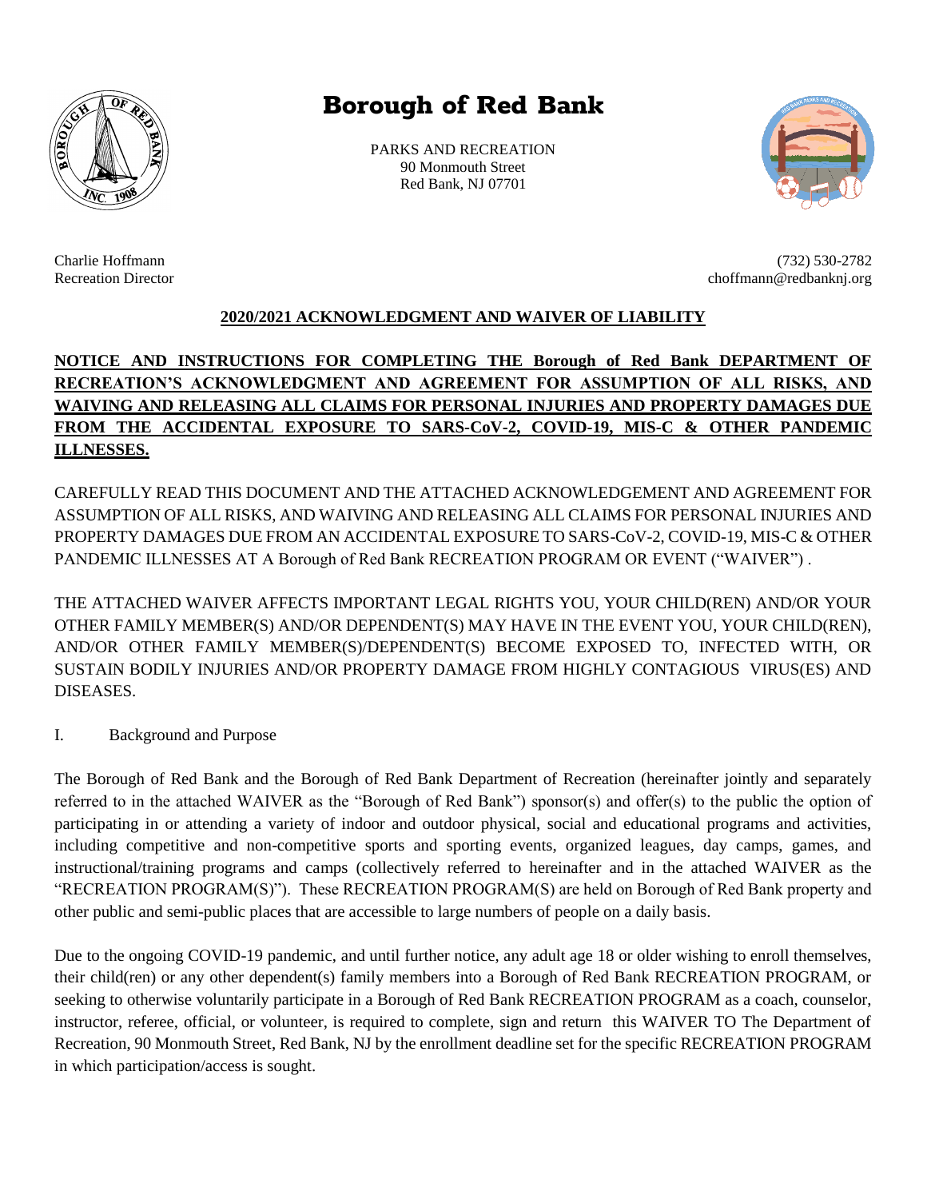# Borough of Red Bank

PARKS AND RECREATION
90 Monmouth Street
Red Bank, NJ 07701

Charlie Hoffmann
Recreation Director

(732) 530-2782
choffmann@redbanknj.org

## 2020/2021 ACKNOWLEDGMENT AND WAIVER OF LIABILITY

**NOTICE AND INSTRUCTIONS FOR COMPLETING THE Borough of Red Bank DEPARTMENT OF RECREATION'S ACKNOWLEDGMENT AND AGREEMENT FOR ASSUMPTION OF ALL RISKS, AND WAIVING AND RELEASING ALL CLAIMS FOR PERSONAL INJURIES AND PROPERTY DAMAGES DUE FROM THE ACCIDENTAL EXPOSURE TO SARS-CoV-2, COVID-19, MIS-C & OTHER PANDEMIC ILLNESSES.**

CAREFULLY READ THIS DOCUMENT AND THE ATTACHED ACKNOWLEDGEMENT AND AGREEMENT FOR ASSUMPTION OF ALL RISKS, AND WAIVING AND RELEASING ALL CLAIMS FOR PERSONAL INJURIES AND PROPERTY DAMAGES DUE FROM AN ACCIDENTAL EXPOSURE TO SARS-CoV-2, COVID-19, MIS-C & OTHER PANDEMIC ILLNESSES AT A Borough of Red Bank RECREATION PROGRAM OR EVENT ("WAIVER") .

THE ATTACHED WAIVER AFFECTS IMPORTANT LEGAL RIGHTS YOU, YOUR CHILD(REN) AND/OR YOUR OTHER FAMILY MEMBER(S) AND/OR DEPENDENT(S) MAY HAVE IN THE EVENT YOU, YOUR CHILD(REN), AND/OR OTHER FAMILY MEMBER(S)/DEPENDENT(S) BECOME EXPOSED TO, INFECTED WITH, OR SUSTAIN BODILY INJURIES AND/OR PROPERTY DAMAGE FROM HIGHLY CONTAGIOUS VIRUS(ES) AND DISEASES.

I. Background and Purpose

The Borough of Red Bank and the Borough of Red Bank Department of Recreation (hereinafter jointly and separately referred to in the attached WAIVER as the "Borough of Red Bank") sponsor(s) and offer(s) to the public the option of participating in or attending a variety of indoor and outdoor physical, social and educational programs and activities, including competitive and non-competitive sports and sporting events, organized leagues, day camps, games, and instructional/training programs and camps (collectively referred to hereinafter and in the attached WAIVER as the "RECREATION PROGRAM(S)"). These RECREATION PROGRAM(S) are held on Borough of Red Bank property and other public and semi-public places that are accessible to large numbers of people on a daily basis.

Due to the ongoing COVID-19 pandemic, and until further notice, any adult age 18 or older wishing to enroll themselves, their child(ren) or any other dependent(s) family members into a Borough of Red Bank RECREATION PROGRAM, or seeking to otherwise voluntarily participate in a Borough of Red Bank RECREATION PROGRAM as a coach, counselor, instructor, referee, official, or volunteer, is required to complete, sign and return this WAIVER TO The Department of Recreation, 90 Monmouth Street, Red Bank, NJ by the enrollment deadline set for the specific RECREATION PROGRAM in which participation/access is sought.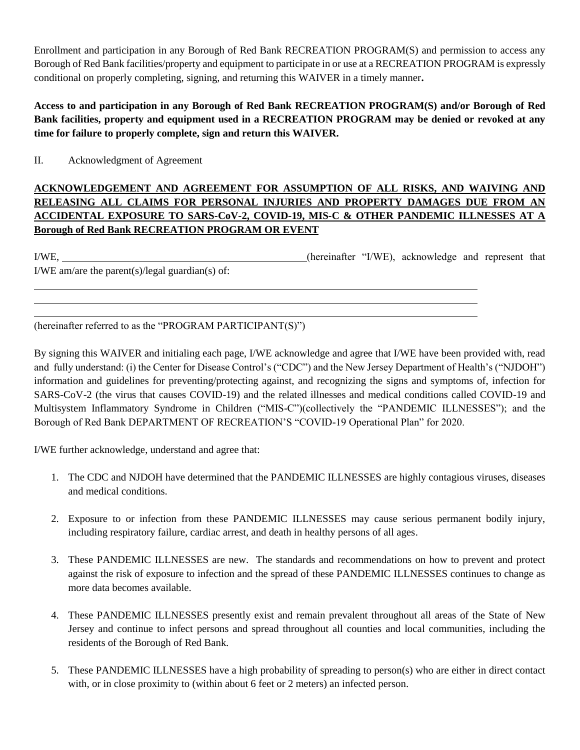Enrollment and participation in any Borough of Red Bank RECREATION PROGRAM(S) and permission to access any Borough of Red Bank facilities/property and equipment to participate in or use at a RECREATION PROGRAM is expressly conditional on properly completing, signing, and returning this WAIVER in a timely manner**.**

**Access to and participation in any Borough of Red Bank RECREATION PROGRAM(S) and/or Borough of Red Bank facilities, property and equipment used in a RECREATION PROGRAM may be denied or revoked at any time for failure to properly complete, sign and return this WAIVER.**

II. Acknowledgment of Agreement

**ACKNOWLEDGEMENT AND AGREEMENT FOR ASSUMPTION OF ALL RISKS, AND WAIVING AND RELEASING ALL CLAIMS FOR PERSONAL INJURIES AND PROPERTY DAMAGES DUE FROM AN ACCIDENTAL EXPOSURE TO SARS-CoV-2, COVID-19, MIS-C & OTHER PANDEMIC ILLNESSES AT A Borough of Red Bank RECREATION PROGRAM OR EVENT**

I/WE, ______________________________________________(hereinafter "I/WE), acknowledge and represent that I/WE am/are the parent(s)/legal guardian(s) of:

______________________________________________________________________

______________________________________________________________________

______________________________________________________________________

(hereinafter referred to as the "PROGRAM PARTICIPANT(S)")

By signing this WAIVER and initialing each page, I/WE acknowledge and agree that I/WE have been provided with, read and fully understand: (i) the Center for Disease Control's ("CDC") and the New Jersey Department of Health's ("NJDOH") information and guidelines for preventing/protecting against, and recognizing the signs and symptoms of, infection for SARS-CoV-2 (the virus that causes COVID-19) and the related illnesses and medical conditions called COVID-19 and Multisystem Inflammatory Syndrome in Children ("MIS-C")(collectively the "PANDEMIC ILLNESSES"); and the Borough of Red Bank DEPARTMENT OF RECREATION'S "COVID-19 Operational Plan" for 2020.

I/WE further acknowledge, understand and agree that:

1. The CDC and NJDOH have determined that the PANDEMIC ILLNESSES are highly contagious viruses, diseases and medical conditions.

2. Exposure to or infection from these PANDEMIC ILLNESSES may cause serious permanent bodily injury, including respiratory failure, cardiac arrest, and death in healthy persons of all ages.

3. These PANDEMIC ILLNESSES are new. The standards and recommendations on how to prevent and protect against the risk of exposure to infection and the spread of these PANDEMIC ILLNESSES continues to change as more data becomes available.

4. These PANDEMIC ILLNESSES presently exist and remain prevalent throughout all areas of the State of New Jersey and continue to infect persons and spread throughout all counties and local communities, including the residents of the Borough of Red Bank.

5. These PANDEMIC ILLNESSES have a high probability of spreading to person(s) who are either in direct contact with, or in close proximity to (within about 6 feet or 2 meters) an infected person.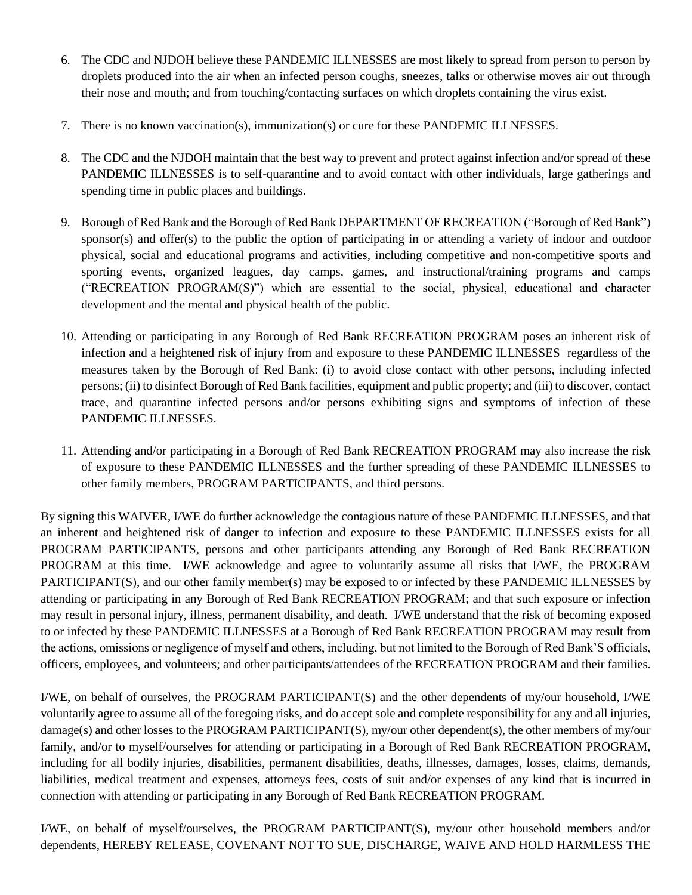6. The CDC and NJDOH believe these PANDEMIC ILLNESSES are most likely to spread from person to person by droplets produced into the air when an infected person coughs, sneezes, talks or otherwise moves air out through their nose and mouth; and from touching/contacting surfaces on which droplets containing the virus exist.

7. There is no known vaccination(s), immunization(s) or cure for these PANDEMIC ILLNESSES.

8. The CDC and the NJDOH maintain that the best way to prevent and protect against infection and/or spread of these PANDEMIC ILLNESSES is to self-quarantine and to avoid contact with other individuals, large gatherings and spending time in public places and buildings.

9. Borough of Red Bank and the Borough of Red Bank DEPARTMENT OF RECREATION ("Borough of Red Bank") sponsor(s) and offer(s) to the public the option of participating in or attending a variety of indoor and outdoor physical, social and educational programs and activities, including competitive and non-competitive sports and sporting events, organized leagues, day camps, games, and instructional/training programs and camps ("RECREATION PROGRAM(S)") which are essential to the social, physical, educational and character development and the mental and physical health of the public.

10. Attending or participating in any Borough of Red Bank RECREATION PROGRAM poses an inherent risk of infection and a heightened risk of injury from and exposure to these PANDEMIC ILLNESSES regardless of the measures taken by the Borough of Red Bank: (i) to avoid close contact with other persons, including infected persons; (ii) to disinfect Borough of Red Bank facilities, equipment and public property; and (iii) to discover, contact trace, and quarantine infected persons and/or persons exhibiting signs and symptoms of infection of these PANDEMIC ILLNESSES.

11. Attending and/or participating in a Borough of Red Bank RECREATION PROGRAM may also increase the risk of exposure to these PANDEMIC ILLNESSES and the further spreading of these PANDEMIC ILLNESSES to other family members, PROGRAM PARTICIPANTS, and third persons.

By signing this WAIVER, I/WE do further acknowledge the contagious nature of these PANDEMIC ILLNESSES, and that an inherent and heightened risk of danger to infection and exposure to these PANDEMIC ILLNESSES exists for all PROGRAM PARTICIPANTS, persons and other participants attending any Borough of Red Bank RECREATION PROGRAM at this time. I/WE acknowledge and agree to voluntarily assume all risks that I/WE, the PROGRAM PARTICIPANT(S), and our other family member(s) may be exposed to or infected by these PANDEMIC ILLNESSES by attending or participating in any Borough of Red Bank RECREATION PROGRAM; and that such exposure or infection may result in personal injury, illness, permanent disability, and death. I/WE understand that the risk of becoming exposed to or infected by these PANDEMIC ILLNESSES at a Borough of Red Bank RECREATION PROGRAM may result from the actions, omissions or negligence of myself and others, including, but not limited to the Borough of Red Bank'S officials, officers, employees, and volunteers; and other participants/attendees of the RECREATION PROGRAM and their families.

I/WE, on behalf of ourselves, the PROGRAM PARTICIPANT(S) and the other dependents of my/our household, I/WE voluntarily agree to assume all of the foregoing risks, and do accept sole and complete responsibility for any and all injuries, damage(s) and other losses to the PROGRAM PARTICIPANT(S), my/our other dependent(s), the other members of my/our family, and/or to myself/ourselves for attending or participating in a Borough of Red Bank RECREATION PROGRAM, including for all bodily injuries, disabilities, permanent disabilities, deaths, illnesses, damages, losses, claims, demands, liabilities, medical treatment and expenses, attorneys fees, costs of suit and/or expenses of any kind that is incurred in connection with attending or participating in any Borough of Red Bank RECREATION PROGRAM.

I/WE, on behalf of myself/ourselves, the PROGRAM PARTICIPANT(S), my/our other household members and/or dependents, HEREBY RELEASE, COVENANT NOT TO SUE, DISCHARGE, WAIVE AND HOLD HARMLESS THE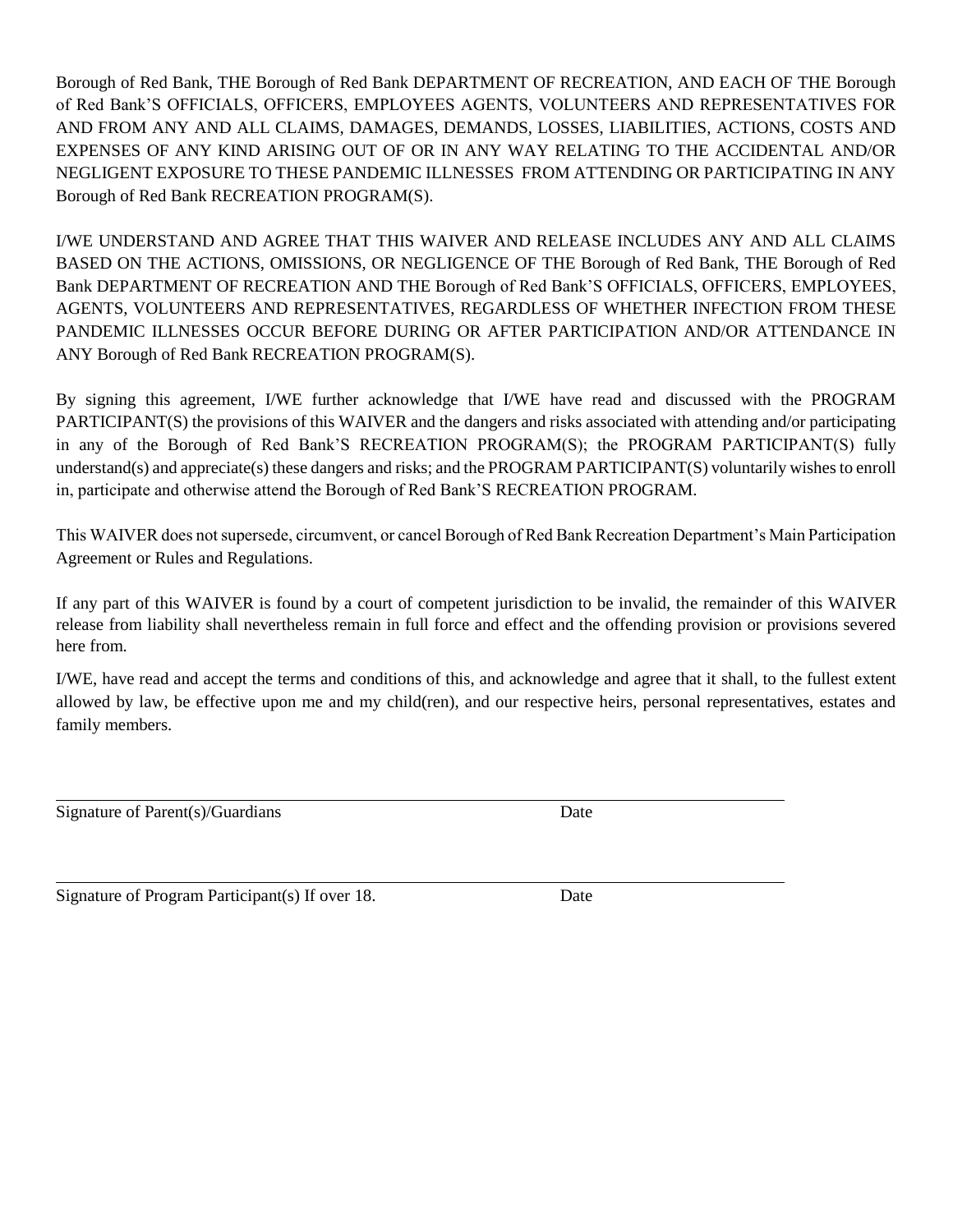Borough of Red Bank, THE Borough of Red Bank DEPARTMENT OF RECREATION, AND EACH OF THE Borough of Red Bank'S OFFICIALS, OFFICERS, EMPLOYEES AGENTS, VOLUNTEERS AND REPRESENTATIVES FOR AND FROM ANY AND ALL CLAIMS, DAMAGES, DEMANDS, LOSSES, LIABILITIES, ACTIONS, COSTS AND EXPENSES OF ANY KIND ARISING OUT OF OR IN ANY WAY RELATING TO THE ACCIDENTAL AND/OR NEGLIGENT EXPOSURE TO THESE PANDEMIC ILLNESSES FROM ATTENDING OR PARTICIPATING IN ANY Borough of Red Bank RECREATION PROGRAM(S).

I/WE UNDERSTAND AND AGREE THAT THIS WAIVER AND RELEASE INCLUDES ANY AND ALL CLAIMS BASED ON THE ACTIONS, OMISSIONS, OR NEGLIGENCE OF THE Borough of Red Bank, THE Borough of Red Bank DEPARTMENT OF RECREATION AND THE Borough of Red Bank'S OFFICIALS, OFFICERS, EMPLOYEES, AGENTS, VOLUNTEERS AND REPRESENTATIVES, REGARDLESS OF WHETHER INFECTION FROM THESE PANDEMIC ILLNESSES OCCUR BEFORE DURING OR AFTER PARTICIPATION AND/OR ATTENDANCE IN ANY Borough of Red Bank RECREATION PROGRAM(S).

By signing this agreement, I/WE further acknowledge that I/WE have read and discussed with the PROGRAM PARTICIPANT(S) the provisions of this WAIVER and the dangers and risks associated with attending and/or participating in any of the Borough of Red Bank'S RECREATION PROGRAM(S); the PROGRAM PARTICIPANT(S) fully understand(s) and appreciate(s) these dangers and risks; and the PROGRAM PARTICIPANT(S) voluntarily wishes to enroll in, participate and otherwise attend the Borough of Red Bank'S RECREATION PROGRAM.

This WAIVER does not supersede, circumvent, or cancel Borough of Red Bank Recreation Department's Main Participation Agreement or Rules and Regulations.

If any part of this WAIVER is found by a court of competent jurisdiction to be invalid, the remainder of this WAIVER release from liability shall nevertheless remain in full force and effect and the offending provision or provisions severed here from.

I/WE, have read and accept the terms and conditions of this, and acknowledge and agree that it shall, to the fullest extent allowed by law, be effective upon me and my child(ren), and our respective heirs, personal representatives, estates and family members.

\_\_\_\_\_\_\_\_\_\_\_\_\_\_\_\_\_\_\_\_\_\_\_\_\_\_\_\_\_\_\_\_\_\_\_\_\_\_\_\_\_\_\_\_\_\_\_\_\_\_\_\_\_\_\_\_\_\_\_\_\_\_\_\_

Signature of Parent(s)/Guardians Date

\_\_\_\_\_\_\_\_\_\_\_\_\_\_\_\_\_\_\_\_\_\_\_\_\_\_\_\_\_\_\_\_\_\_\_\_\_\_\_\_\_\_\_\_\_\_\_\_\_\_\_\_\_\_\_\_\_\_\_\_\_\_\_\_

Signature of Program Participant(s) If over 18. Date